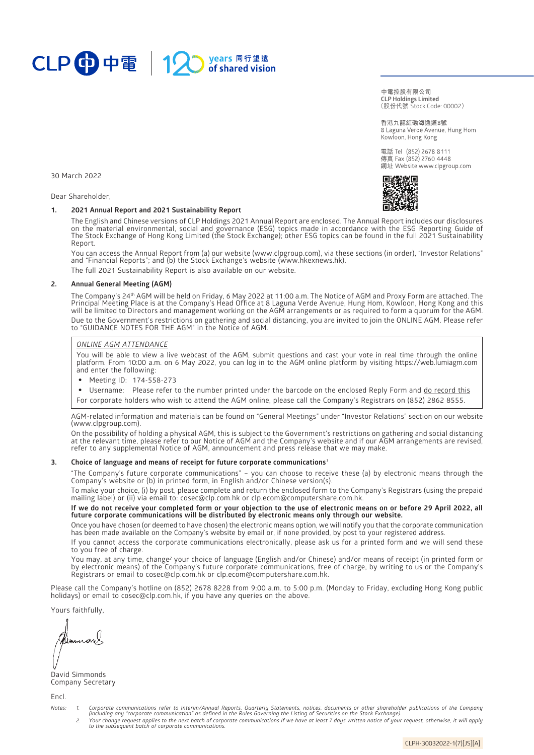CLP 中電 | 120 years 同行望遠 of shared vision

中電控股有限公司
**CLP Holdings Limited**
（股份代號 Stock Code: 00002）

香港九龍紅磡海逸道8號
8 Laguna Verde Avenue, Hung Hom
Kowloon, Hong Kong

電話 Tel (852) 2678 8111
傳真 Fax (852) 2760 4448
網址 Website www.clpgroup.com

30 March 2022

Dear Shareholder,

**1. 2021 Annual Report and 2021 Sustainability Report**

The English and Chinese versions of CLP Holdings 2021 Annual Report are enclosed. The Annual Report includes our disclosures on the material environmental, social and governance (ESG) topics made in accordance with the ESG Reporting Guide of The Stock Exchange of Hong Kong Limited (the Stock Exchange); other ESG topics can be found in the full 2021 Sustainability Report.

You can access the Annual Report from (a) our website (www.clpgroup.com), via these sections (in order), "Investor Relations" and "Financial Reports"; and (b) the Stock Exchange's website (www.hkexnews.hk).

The full 2021 Sustainability Report is also available on our website.

**2. Annual General Meeting (AGM)**

The Company's 24th AGM will be held on Friday, 6 May 2022 at 11:00 a.m. The Notice of AGM and Proxy Form are attached. The Principal Meeting Place is at the Company's Head Office at 8 Laguna Verde Avenue, Hung Hom, Kowloon, Hong Kong and this will be limited to Directors and management working on the AGM arrangements or as required to form a quorum for the AGM.

Due to the Government's restrictions on gathering and social distancing, you are invited to join the ONLINE AGM. Please refer to "GUIDANCE NOTES FOR THE AGM" in the Notice of AGM.

> *ONLINE AGM ATTENDANCE*
>
> You will be able to view a live webcast of the AGM, submit questions and cast your vote in real time through the online platform. From 10:00 a.m. on 6 May 2022, you can log in to the AGM online platform by visiting https://web.lumiagm.com and enter the following:
>
> - Meeting ID: 174-558-273
> - Username: Please refer to the number printed under the barcode on the enclosed Reply Form and do record this
>
> For corporate holders who wish to attend the AGM online, please call the Company's Registrars on (852) 2862 8555.

AGM-related information and materials can be found on "General Meetings" under "Investor Relations" section on our website (www.clpgroup.com).

On the possibility of holding a physical AGM, this is subject to the Government's restrictions on gathering and social distancing at the relevant time, please refer to our Notice of AGM and the Company's website and if our AGM arrangements are revised, refer to any supplemental Notice of AGM, announcement and press release that we may make.

**3. Choice of language and means of receipt for future corporate communications[1]**

"The Company's future corporate communications" – you can choose to receive these (a) by electronic means through the Company's website or (b) in printed form, in English and/or Chinese version(s).

To make your choice, (i) by post, please complete and return the enclosed form to the Company's Registrars (using the prepaid mailing label) or (ii) via email to: cosec@clp.com.hk or clp.ecom@computershare.com.hk.

**If we do not receive your completed form or your objection to the use of electronic means on or before 29 April 2022, all future corporate communications will be distributed by electronic means only through our website.**

Once you have chosen (or deemed to have chosen) the electronic means option, we will notify you that the corporate communication has been made available on the Company's website by email or, if none provided, by post to your registered address.

If you cannot access the corporate communications electronically, please ask us for a printed form and we will send these to you free of charge.

You may, at any time, change[2] your choice of language (English and/or Chinese) and/or means of receipt (in printed form or by electronic means) of the Company's future corporate communications, free of charge, by writing to us or the Company's Registrars or email to cosec@clp.com.hk or clp.ecom@computershare.com.hk.

Please call the Company's hotline on (852) 2678 8228 from 9:00 a.m. to 5:00 p.m. (Monday to Friday, excluding Hong Kong public holidays) or email to cosec@clp.com.hk, if you have any queries on the above.

Yours faithfully,

David Simmonds
Company Secretary

Encl.

*Notes:*
1. *Corporate communications refer to Interim/Annual Reports, Quarterly Statements, notices, documents or other shareholder publications of the Company (including any "corporate communication" as defined in the Rules Governing the Listing of Securities on the Stock Exchange).*
2. *Your change request applies to the next batch of corporate communications if we have at least 7 days written notice of your request, otherwise, it will apply to the subsequent batch of corporate communications.*

CLPH-30032022-1(7)[JS][A]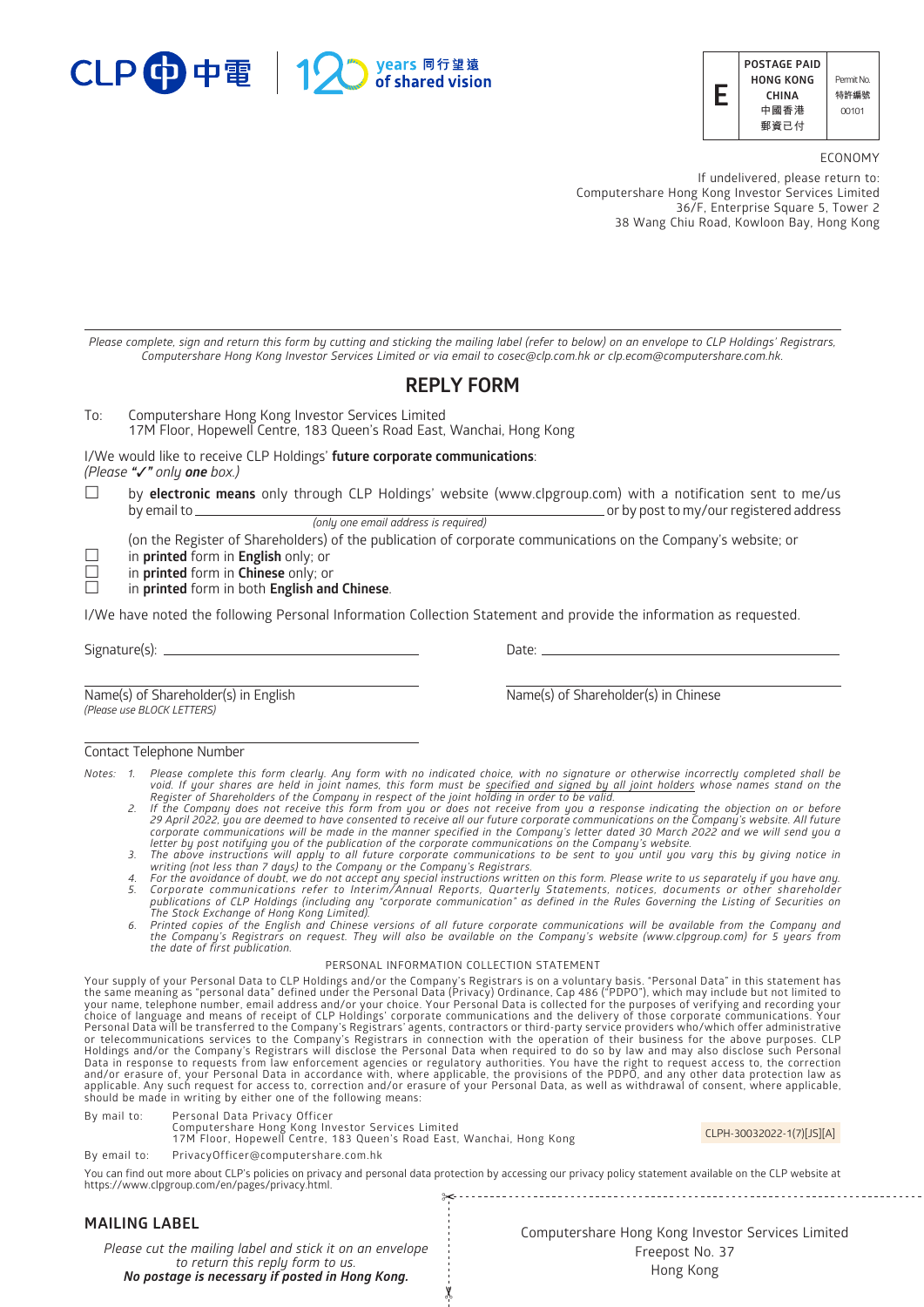CLP 中電 | 120 years 同行望遠 of shared vision

| E | POSTAGE PAID HONG KONG CHINA 中國香港 郵資已付 | Permit No. 特許編號 00101 |
|---|---|---|

ECONOMY

If undelivered, please return to:
Computershare Hong Kong Investor Services Limited
36/F, Enterprise Square 5, Tower 2
38 Wang Chiu Road, Kowloon Bay, Hong Kong

*Please complete, sign and return this form by cutting and sticking the mailing label (refer to below) on an envelope to CLP Holdings' Registrars, Computershare Hong Kong Investor Services Limited or via email to cosec@clp.com.hk or clp.ecom@computershare.com.hk.*

# REPLY FORM

To: Computershare Hong Kong Investor Services Limited
17M Floor, Hopewell Centre, 183 Queen's Road East, Wanchai, Hong Kong

I/We would like to receive CLP Holdings' **future corporate communications**:
*(Please "✓" only **one** box.)*

☐ by **electronic means** only through CLP Holdings' website (www.clpgroup.com) with a notification sent to me/us by email to ______________________ *(only one email address is required)* or by post to my/our registered address (on the Register of Shareholders) of the publication of corporate communications on the Company's website; or

☐ in **printed** form in **English** only; or

☐ in **printed** form in **Chinese** only; or

☐ in **printed** form in both **English and Chinese**.

I/We have noted the following Personal Information Collection Statement and provide the information as requested.

Signature(s): ______________________ Date: ______________________

______________________
Name(s) of Shareholder(s) in English
*(Please use BLOCK LETTERS)*

______________________
Name(s) of Shareholder(s) in Chinese

______________________
Contact Telephone Number

*Notes:*

1. *Please complete this form clearly. Any form with no indicated choice, with no signature or otherwise incorrectly completed shall be void. If your shares are held in joint names, this form must be specified and signed by all joint holders whose names stand on the Register of Shareholders of the Company in respect of the joint holding in order to be valid.*
2. *If the Company does not receive this form from you or does not receive from you a response indicating the objection on or before 29 April 2022, you are deemed to have consented to receive all our future corporate communications on the Company's website. All future corporate communications will be made in the manner specified in the Company's letter dated 30 March 2022 and we will send you a letter by post notifying you of the publication of the corporate communications on the Company's website.*
3. *The above instructions will apply to all future corporate communications to be sent to you until you vary this by giving notice in writing (not less than 7 days) to the Company or the Company's Registrars.*
4. *For the avoidance of doubt, we do not accept any special instructions written on this form. Please write to us separately if you have any.*
5. *Corporate communications refer to Interim/Annual Reports, Quarterly Statements, notices, documents or other shareholder publications of CLP Holdings (including any "corporate communication" as defined in the Rules Governing the Listing of Securities on The Stock Exchange of Hong Kong Limited).*
6. *Printed copies of the English and Chinese versions of all future corporate communications will be available from the Company and the Company's Registrars on request. They will also be available on the Company's website (www.clpgroup.com) for 5 years from the date of first publication.*

PERSONAL INFORMATION COLLECTION STATEMENT

Your supply of your Personal Data to CLP Holdings and/or the Company's Registrars is on a voluntary basis. "Personal Data" in this statement has the same meaning as "personal data" defined under the Personal Data (Privacy) Ordinance, Cap 486 ("PDPO"), which may include but not limited to your name, telephone number, email address and/or your choice. Your Personal Data is collected for the purposes of verifying and recording your choice of language and means of receipt of CLP Holdings' corporate communications and the delivery of those corporate communications. Your Personal Data will be transferred to the Company's Registrars' agents, contractors or third-party service providers who/which offer administrative or telecommunications services to the Company's Registrars in connection with the operation of their business for the above purposes. CLP Holdings and/or the Company's Registrars will disclose the Personal Data when required to do so by law and may also disclose such Personal Data in response to requests from law enforcement agencies or regulatory authorities. You have the right to request access to, the correction and/or erasure of, your Personal Data in accordance with, where applicable, the provisions of the PDPO, and any other data protection law as applicable. Any such request for access to, correction and/or erasure of your Personal Data, as well as withdrawal of consent, where applicable, should be made in writing by either one of the following means:

By mail to: Personal Data Privacy Officer
Computershare Hong Kong Investor Services Limited
17M Floor, Hopewell Centre, 183 Queen's Road East, Wanchai, Hong Kong

By email to: PrivacyOfficer@computershare.com.hk

CLPH-30032022-1(7)[JS][A]

You can find out more about CLP's policies on privacy and personal data protection by accessing our privacy policy statement available on the CLP website at https://www.clpgroup.com/en/pages/privacy.html.

## MAILING LABEL

*Please cut the mailing label and stick it on an envelope to return this reply form to us.*
***No postage is necessary if posted in Hong Kong.***

Computershare Hong Kong Investor Services Limited
Freepost No. 37
Hong Kong